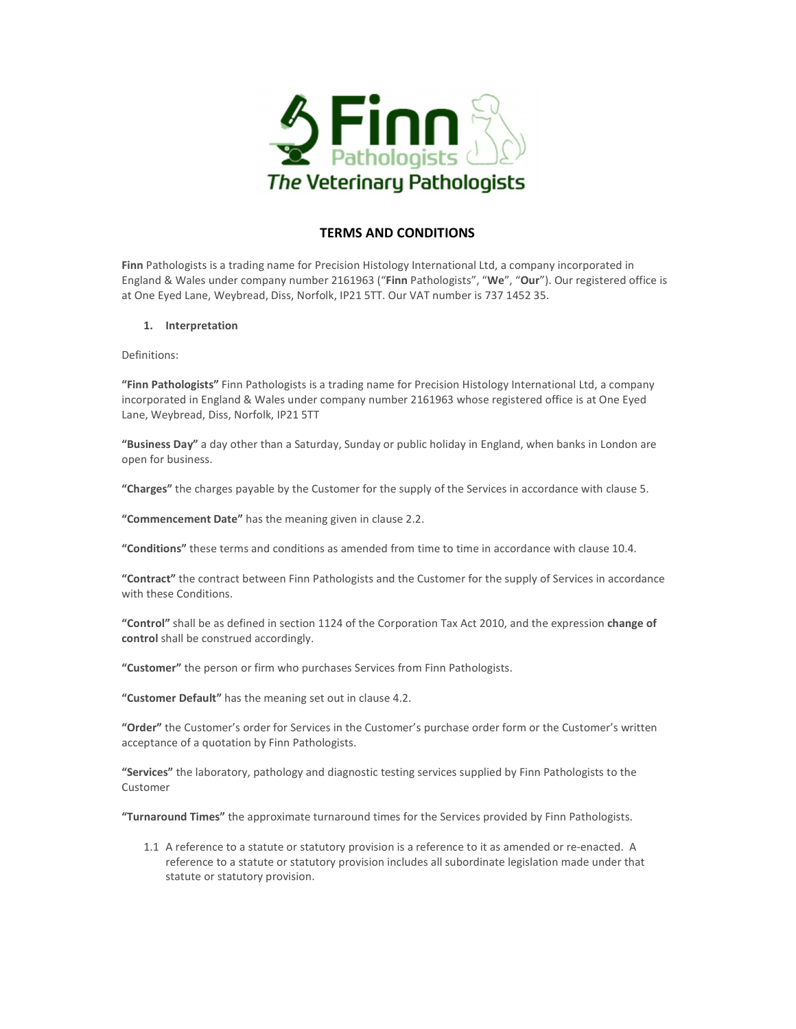# TERMS AND CONDITIONS

**Finn** Pathologists is a trading name for Precision Histology International Ltd, a company incorporated in England & Wales under company number 2161963 ("**Finn** Pathologists", "**We**", "**Our**"). Our registered office is at One Eyed Lane, Weybread, Diss, Norfolk, IP21 5TT. Our VAT number is 737 1452 35.

## 1. Interpretation

Definitions:

**"Finn Pathologists"** Finn Pathologists is a trading name for Precision Histology International Ltd, a company incorporated in England & Wales under company number 2161963 whose registered office is at One Eyed Lane, Weybread, Diss, Norfolk, IP21 5TT

**"Business Day"** a day other than a Saturday, Sunday or public holiday in England, when banks in London are open for business.

**"Charges"** the charges payable by the Customer for the supply of the Services in accordance with clause 5.

**"Commencement Date"** has the meaning given in clause 2.2.

**"Conditions"** these terms and conditions as amended from time to time in accordance with clause 10.4.

**"Contract"** the contract between Finn Pathologists and the Customer for the supply of Services in accordance with these Conditions.

**"Control"** shall be as defined in section 1124 of the Corporation Tax Act 2010, and the expression **change of control** shall be construed accordingly.

**"Customer"** the person or firm who purchases Services from Finn Pathologists.

**"Customer Default"** has the meaning set out in clause 4.2.

**"Order"** the Customer's order for Services in the Customer's purchase order form or the Customer's written acceptance of a quotation by Finn Pathologists.

**"Services"** the laboratory, pathology and diagnostic testing services supplied by Finn Pathologists to the Customer

**"Turnaround Times"** the approximate turnaround times for the Services provided by Finn Pathologists.

1.1 A reference to a statute or statutory provision is a reference to it as amended or re-enacted. A reference to a statute or statutory provision includes all subordinate legislation made under that statute or statutory provision.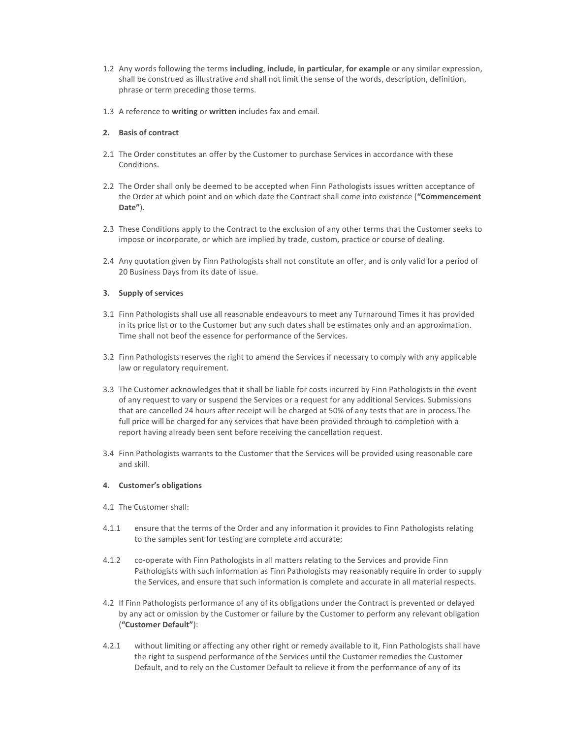1.2 Any words following the terms **including**, **include**, **in particular**, **for example** or any similar expression, shall be construed as illustrative and shall not limit the sense of the words, description, definition, phrase or term preceding those terms.

1.3 A reference to **writing** or **written** includes fax and email.

**2. Basis of contract**

2.1 The Order constitutes an offer by the Customer to purchase Services in accordance with these Conditions.

2.2 The Order shall only be deemed to be accepted when Finn Pathologists issues written acceptance of the Order at which point and on which date the Contract shall come into existence (**"Commencement Date"**).

2.3 These Conditions apply to the Contract to the exclusion of any other terms that the Customer seeks to impose or incorporate, or which are implied by trade, custom, practice or course of dealing.

2.4 Any quotation given by Finn Pathologists shall not constitute an offer, and is only valid for a period of 20 Business Days from its date of issue.

**3. Supply of services**

3.1 Finn Pathologists shall use all reasonable endeavours to meet any Turnaround Times it has provided in its price list or to the Customer but any such dates shall be estimates only and an approximation. Time shall not beof the essence for performance of the Services.

3.2 Finn Pathologists reserves the right to amend the Services if necessary to comply with any applicable law or regulatory requirement.

3.3 The Customer acknowledges that it shall be liable for costs incurred by Finn Pathologists in the event of any request to vary or suspend the Services or a request for any additional Services. Submissions that are cancelled 24 hours after receipt will be charged at 50% of any tests that are in process.The full price will be charged for any services that have been provided through to completion with a report having already been sent before receiving the cancellation request.

3.4 Finn Pathologists warrants to the Customer that the Services will be provided using reasonable care and skill.

**4. Customer's obligations**

4.1 The Customer shall:

4.1.1 ensure that the terms of the Order and any information it provides to Finn Pathologists relating to the samples sent for testing are complete and accurate;

4.1.2 co-operate with Finn Pathologists in all matters relating to the Services and provide Finn Pathologists with such information as Finn Pathologists may reasonably require in order to supply the Services, and ensure that such information is complete and accurate in all material respects.

4.2 If Finn Pathologists performance of any of its obligations under the Contract is prevented or delayed by any act or omission by the Customer or failure by the Customer to perform any relevant obligation (**"Customer Default"**):

4.2.1 without limiting or affecting any other right or remedy available to it, Finn Pathologists shall have the right to suspend performance of the Services until the Customer remedies the Customer Default, and to rely on the Customer Default to relieve it from the performance of any of its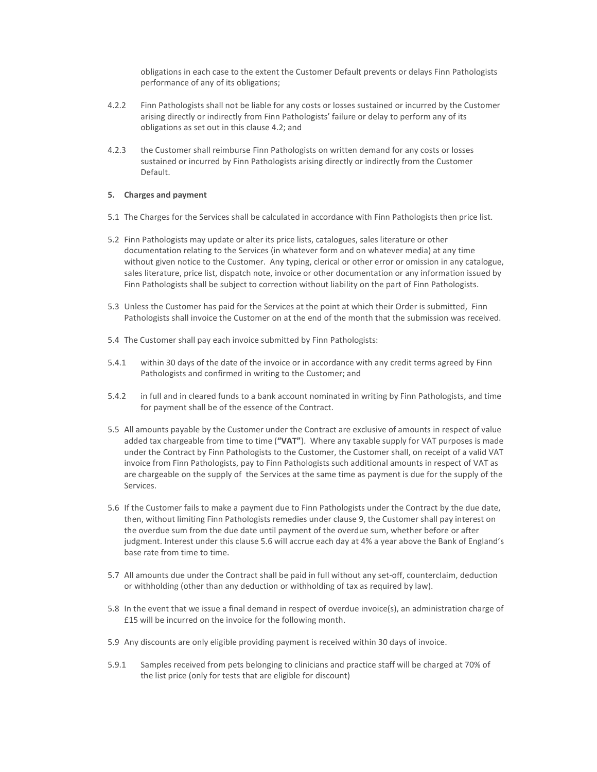obligations in each case to the extent the Customer Default prevents or delays Finn Pathologists performance of any of its obligations;

4.2.2 Finn Pathologists shall not be liable for any costs or losses sustained or incurred by the Customer arising directly or indirectly from Finn Pathologists' failure or delay to perform any of its obligations as set out in this clause 4.2; and

4.2.3 the Customer shall reimburse Finn Pathologists on written demand for any costs or losses sustained or incurred by Finn Pathologists arising directly or indirectly from the Customer Default.

## 5. Charges and payment

5.1 The Charges for the Services shall be calculated in accordance with Finn Pathologists then price list.

5.2 Finn Pathologists may update or alter its price lists, catalogues, sales literature or other documentation relating to the Services (in whatever form and on whatever media) at any time without given notice to the Customer. Any typing, clerical or other error or omission in any catalogue, sales literature, price list, dispatch note, invoice or other documentation or any information issued by Finn Pathologists shall be subject to correction without liability on the part of Finn Pathologists.

5.3 Unless the Customer has paid for the Services at the point at which their Order is submitted, Finn Pathologists shall invoice the Customer on at the end of the month that the submission was received.

5.4 The Customer shall pay each invoice submitted by Finn Pathologists:

5.4.1 within 30 days of the date of the invoice or in accordance with any credit terms agreed by Finn Pathologists and confirmed in writing to the Customer; and

5.4.2 in full and in cleared funds to a bank account nominated in writing by Finn Pathologists, and time for payment shall be of the essence of the Contract.

5.5 All amounts payable by the Customer under the Contract are exclusive of amounts in respect of value added tax chargeable from time to time (**"VAT"**). Where any taxable supply for VAT purposes is made under the Contract by Finn Pathologists to the Customer, the Customer shall, on receipt of a valid VAT invoice from Finn Pathologists, pay to Finn Pathologists such additional amounts in respect of VAT as are chargeable on the supply of the Services at the same time as payment is due for the supply of the Services.

5.6 If the Customer fails to make a payment due to Finn Pathologists under the Contract by the due date, then, without limiting Finn Pathologists remedies under clause 9, the Customer shall pay interest on the overdue sum from the due date until payment of the overdue sum, whether before or after judgment. Interest under this clause 5.6 will accrue each day at 4% a year above the Bank of England's base rate from time to time.

5.7 All amounts due under the Contract shall be paid in full without any set-off, counterclaim, deduction or withholding (other than any deduction or withholding of tax as required by law).

5.8 In the event that we issue a final demand in respect of overdue invoice(s), an administration charge of £15 will be incurred on the invoice for the following month.

5.9 Any discounts are only eligible providing payment is received within 30 days of invoice.

5.9.1 Samples received from pets belonging to clinicians and practice staff will be charged at 70% of the list price (only for tests that are eligible for discount)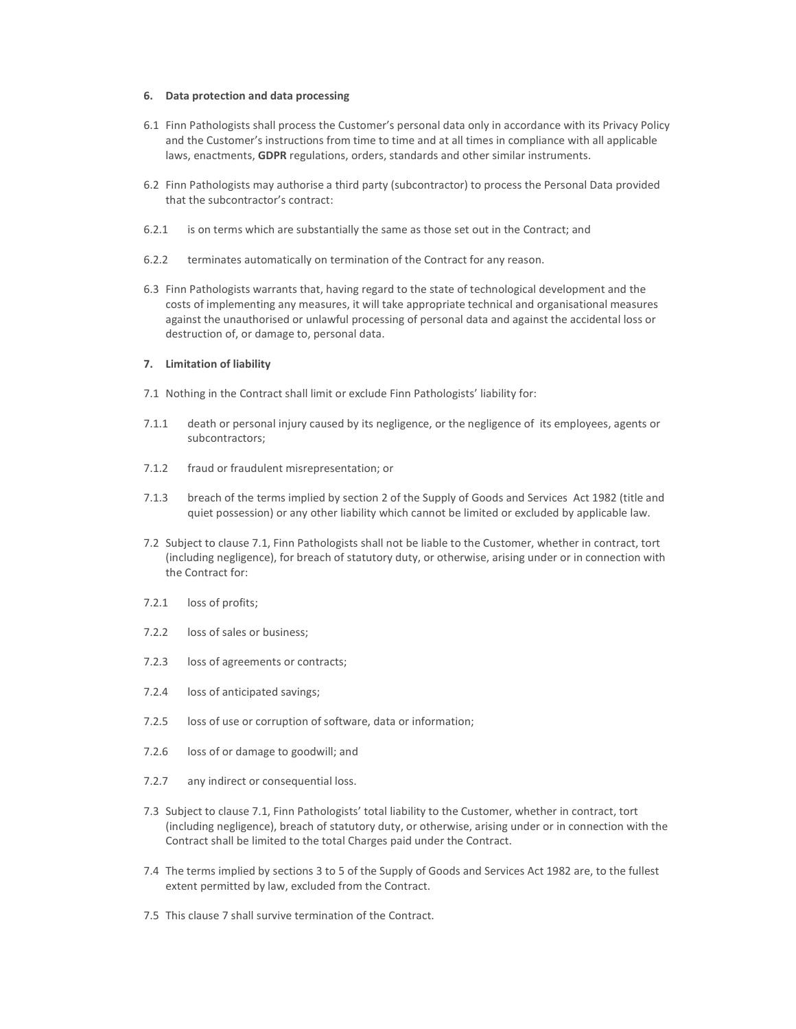## 6. Data protection and data processing

6.1 Finn Pathologists shall process the Customer's personal data only in accordance with its Privacy Policy and the Customer's instructions from time to time and at all times in compliance with all applicable laws, enactments, **GDPR** regulations, orders, standards and other similar instruments.

6.2 Finn Pathologists may authorise a third party (subcontractor) to process the Personal Data provided that the subcontractor's contract:

6.2.1 is on terms which are substantially the same as those set out in the Contract; and

6.2.2 terminates automatically on termination of the Contract for any reason.

6.3 Finn Pathologists warrants that, having regard to the state of technological development and the costs of implementing any measures, it will take appropriate technical and organisational measures against the unauthorised or unlawful processing of personal data and against the accidental loss or destruction of, or damage to, personal data.

## 7. Limitation of liability

7.1 Nothing in the Contract shall limit or exclude Finn Pathologists' liability for:

7.1.1 death or personal injury caused by its negligence, or the negligence of its employees, agents or subcontractors;

7.1.2 fraud or fraudulent misrepresentation; or

7.1.3 breach of the terms implied by section 2 of the Supply of Goods and Services Act 1982 (title and quiet possession) or any other liability which cannot be limited or excluded by applicable law.

7.2 Subject to clause 7.1, Finn Pathologists shall not be liable to the Customer, whether in contract, tort (including negligence), for breach of statutory duty, or otherwise, arising under or in connection with the Contract for:

7.2.1 loss of profits;

7.2.2 loss of sales or business;

7.2.3 loss of agreements or contracts;

7.2.4 loss of anticipated savings;

7.2.5 loss of use or corruption of software, data or information;

7.2.6 loss of or damage to goodwill; and

7.2.7 any indirect or consequential loss.

7.3 Subject to clause 7.1, Finn Pathologists' total liability to the Customer, whether in contract, tort (including negligence), breach of statutory duty, or otherwise, arising under or in connection with the Contract shall be limited to the total Charges paid under the Contract.

7.4 The terms implied by sections 3 to 5 of the Supply of Goods and Services Act 1982 are, to the fullest extent permitted by law, excluded from the Contract.

7.5 This clause 7 shall survive termination of the Contract.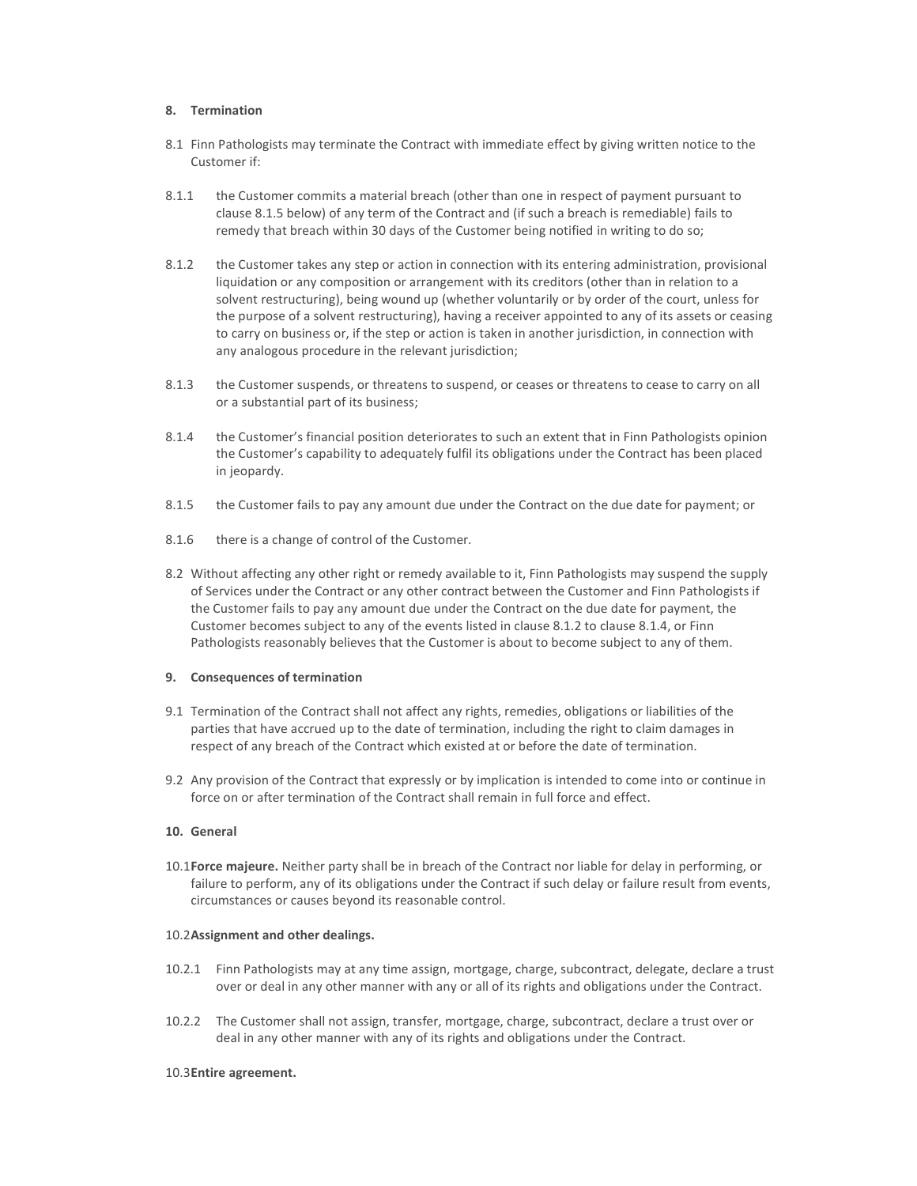## 8. Termination

8.1 Finn Pathologists may terminate the Contract with immediate effect by giving written notice to the Customer if:

8.1.1 the Customer commits a material breach (other than one in respect of payment pursuant to clause 8.1.5 below) of any term of the Contract and (if such a breach is remediable) fails to remedy that breach within 30 days of the Customer being notified in writing to do so;

8.1.2 the Customer takes any step or action in connection with its entering administration, provisional liquidation or any composition or arrangement with its creditors (other than in relation to a solvent restructuring), being wound up (whether voluntarily or by order of the court, unless for the purpose of a solvent restructuring), having a receiver appointed to any of its assets or ceasing to carry on business or, if the step or action is taken in another jurisdiction, in connection with any analogous procedure in the relevant jurisdiction;

8.1.3 the Customer suspends, or threatens to suspend, or ceases or threatens to cease to carry on all or a substantial part of its business;

8.1.4 the Customer's financial position deteriorates to such an extent that in Finn Pathologists opinion the Customer's capability to adequately fulfil its obligations under the Contract has been placed in jeopardy.

8.1.5 the Customer fails to pay any amount due under the Contract on the due date for payment; or

8.1.6 there is a change of control of the Customer.

8.2 Without affecting any other right or remedy available to it, Finn Pathologists may suspend the supply of Services under the Contract or any other contract between the Customer and Finn Pathologists if the Customer fails to pay any amount due under the Contract on the due date for payment, the Customer becomes subject to any of the events listed in clause 8.1.2 to clause 8.1.4, or Finn Pathologists reasonably believes that the Customer is about to become subject to any of them.

## 9. Consequences of termination

9.1 Termination of the Contract shall not affect any rights, remedies, obligations or liabilities of the parties that have accrued up to the date of termination, including the right to claim damages in respect of any breach of the Contract which existed at or before the date of termination.

9.2 Any provision of the Contract that expressly or by implication is intended to come into or continue in force on or after termination of the Contract shall remain in full force and effect.

## 10. General

10.1 **Force majeure.** Neither party shall be in breach of the Contract nor liable for delay in performing, or failure to perform, any of its obligations under the Contract if such delay or failure result from events, circumstances or causes beyond its reasonable control.

10.2 **Assignment and other dealings.**

10.2.1 Finn Pathologists may at any time assign, mortgage, charge, subcontract, delegate, declare a trust over or deal in any other manner with any or all of its rights and obligations under the Contract.

10.2.2 The Customer shall not assign, transfer, mortgage, charge, subcontract, declare a trust over or deal in any other manner with any of its rights and obligations under the Contract.

10.3 **Entire agreement.**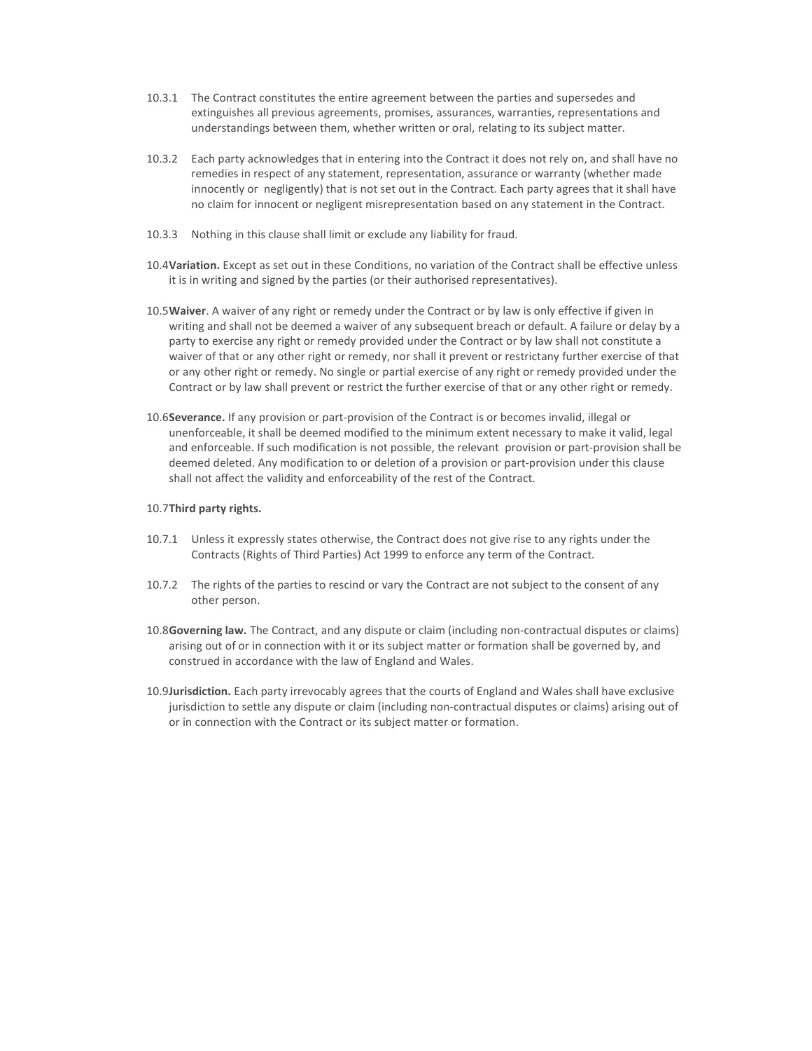10.3.1 The Contract constitutes the entire agreement between the parties and supersedes and extinguishes all previous agreements, promises, assurances, warranties, representations and understandings between them, whether written or oral, relating to its subject matter.

10.3.2 Each party acknowledges that in entering into the Contract it does not rely on, and shall have no remedies in respect of any statement, representation, assurance or warranty (whether made innocently or negligently) that is not set out in the Contract. Each party agrees that it shall have no claim for innocent or negligent misrepresentation based on any statement in the Contract.

10.3.3 Nothing in this clause shall limit or exclude any liability for fraud.

10.4 **Variation.** Except as set out in these Conditions, no variation of the Contract shall be effective unless it is in writing and signed by the parties (or their authorised representatives).

10.5 **Waiver**. A waiver of any right or remedy under the Contract or by law is only effective if given in writing and shall not be deemed a waiver of any subsequent breach or default. A failure or delay by a party to exercise any right or remedy provided under the Contract or by law shall not constitute a waiver of that or any other right or remedy, nor shall it prevent or restrictany further exercise of that or any other right or remedy. No single or partial exercise of any right or remedy provided under the Contract or by law shall prevent or restrict the further exercise of that or any other right or remedy.

10.6 **Severance.** If any provision or part-provision of the Contract is or becomes invalid, illegal or unenforceable, it shall be deemed modified to the minimum extent necessary to make it valid, legal and enforceable. If such modification is not possible, the relevant provision or part-provision shall be deemed deleted. Any modification to or deletion of a provision or part-provision under this clause shall not affect the validity and enforceability of the rest of the Contract.

10.7 **Third party rights.**

10.7.1 Unless it expressly states otherwise, the Contract does not give rise to any rights under the Contracts (Rights of Third Parties) Act 1999 to enforce any term of the Contract.

10.7.2 The rights of the parties to rescind or vary the Contract are not subject to the consent of any other person.

10.8 **Governing law.** The Contract, and any dispute or claim (including non-contractual disputes or claims) arising out of or in connection with it or its subject matter or formation shall be governed by, and construed in accordance with the law of England and Wales.

10.9 **Jurisdiction.** Each party irrevocably agrees that the courts of England and Wales shall have exclusive jurisdiction to settle any dispute or claim (including non-contractual disputes or claims) arising out of or in connection with the Contract or its subject matter or formation.